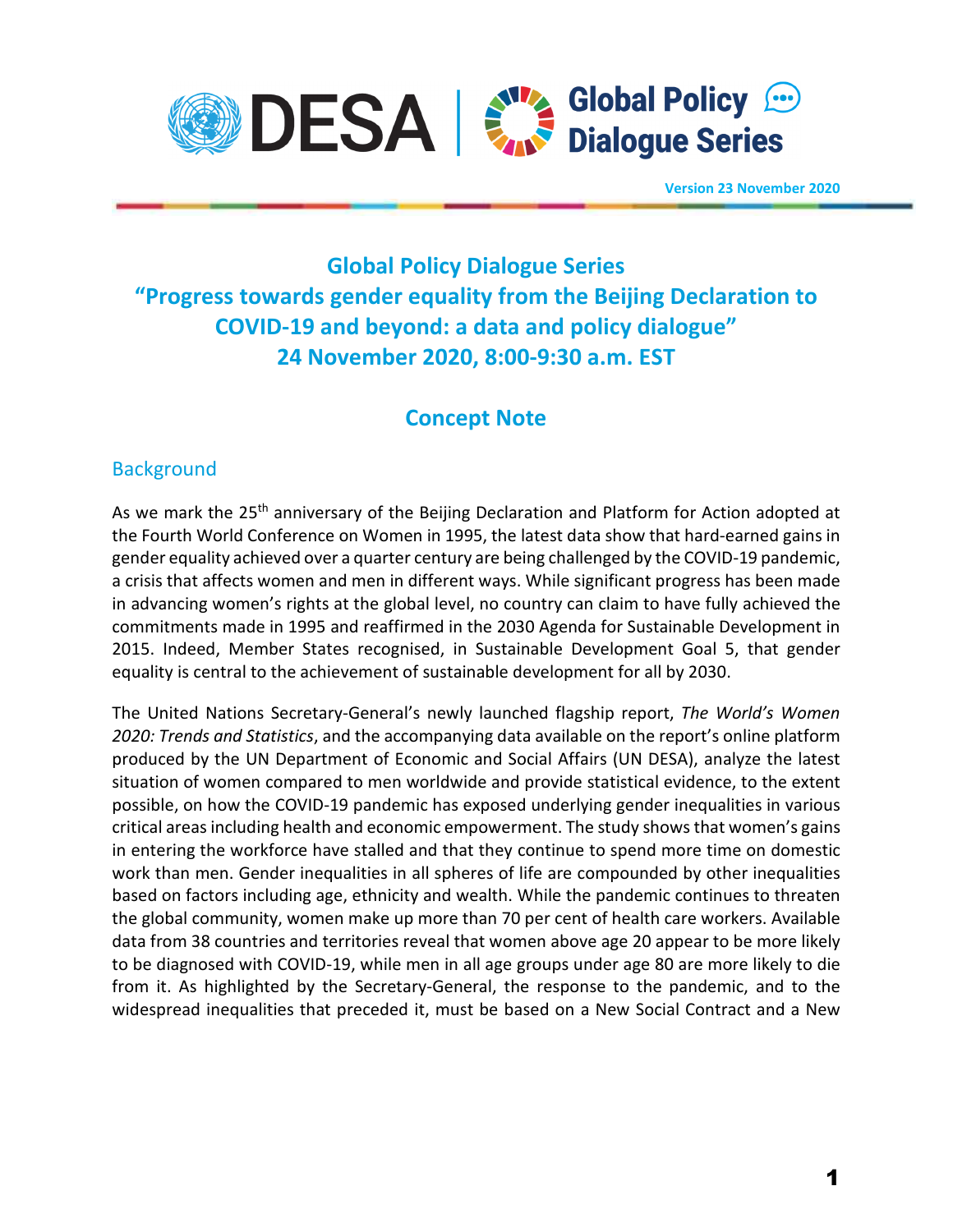Version 23 November 2020

# Global Policy Dialogue Series
# "Progress towards gender equality from the Beijing Declaration to COVID-19 and beyond: a data and policy dialogue"
# 24 November 2020, 8:00-9:30 a.m. EST

## Concept Note

### Background

As we mark the 25th anniversary of the Beijing Declaration and Platform for Action adopted at the Fourth World Conference on Women in 1995, the latest data show that hard-earned gains in gender equality achieved over a quarter century are being challenged by the COVID-19 pandemic, a crisis that affects women and men in different ways. While significant progress has been made in advancing women's rights at the global level, no country can claim to have fully achieved the commitments made in 1995 and reaffirmed in the 2030 Agenda for Sustainable Development in 2015. Indeed, Member States recognised, in Sustainable Development Goal 5, that gender equality is central to the achievement of sustainable development for all by 2030.

The United Nations Secretary-General's newly launched flagship report, *The World's Women 2020: Trends and Statistics*, and the accompanying data available on the report's online platform produced by the UN Department of Economic and Social Affairs (UN DESA), analyze the latest situation of women compared to men worldwide and provide statistical evidence, to the extent possible, on how the COVID-19 pandemic has exposed underlying gender inequalities in various critical areas including health and economic empowerment. The study shows that women's gains in entering the workforce have stalled and that they continue to spend more time on domestic work than men. Gender inequalities in all spheres of life are compounded by other inequalities based on factors including age, ethnicity and wealth. While the pandemic continues to threaten the global community, women make up more than 70 per cent of health care workers. Available data from 38 countries and territories reveal that women above age 20 appear to be more likely to be diagnosed with COVID-19, while men in all age groups under age 80 are more likely to die from it. As highlighted by the Secretary-General, the response to the pandemic, and to the widespread inequalities that preceded it, must be based on a New Social Contract and a New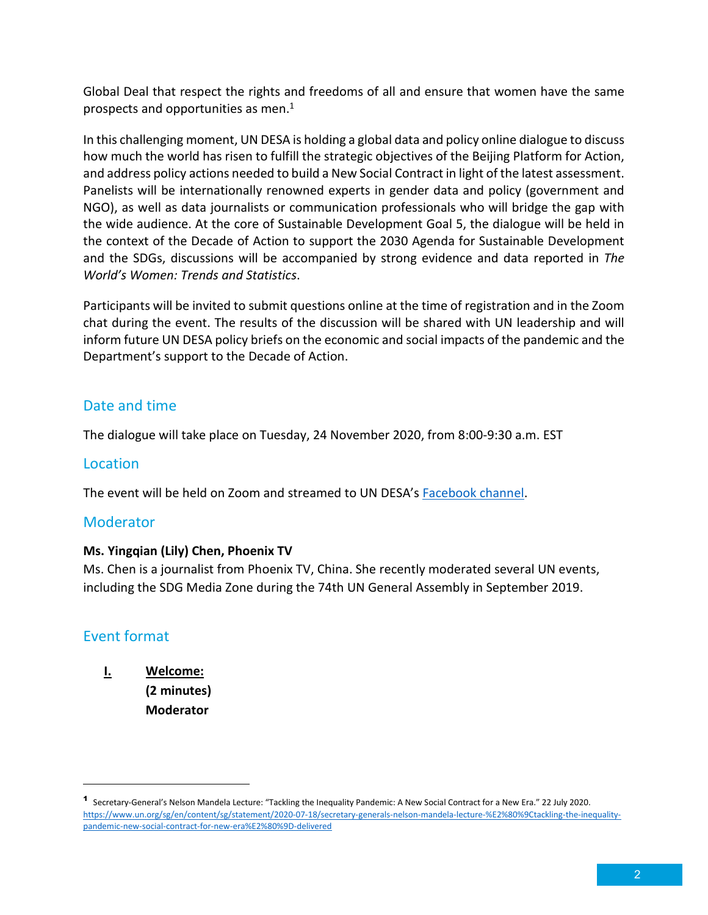Global Deal that respect the rights and freedoms of all and ensure that women have the same prospects and opportunities as men.[1]

In this challenging moment, UN DESA is holding a global data and policy online dialogue to discuss how much the world has risen to fulfill the strategic objectives of the Beijing Platform for Action, and address policy actions needed to build a New Social Contract in light of the latest assessment. Panelists will be internationally renowned experts in gender data and policy (government and NGO), as well as data journalists or communication professionals who will bridge the gap with the wide audience. At the core of Sustainable Development Goal 5, the dialogue will be held in the context of the Decade of Action to support the 2030 Agenda for Sustainable Development and the SDGs, discussions will be accompanied by strong evidence and data reported in *The World's Women: Trends and Statistics*.

Participants will be invited to submit questions online at the time of registration and in the Zoom chat during the event. The results of the discussion will be shared with UN leadership and will inform future UN DESA policy briefs on the economic and social impacts of the pandemic and the Department's support to the Decade of Action.

## Date and time

The dialogue will take place on Tuesday, 24 November 2020, from 8:00-9:30 a.m. EST

## Location

The event will be held on Zoom and streamed to UN DESA's [Facebook channel](#).

## Moderator

**Ms. Yingqian (Lily) Chen, Phoenix TV**
Ms. Chen is a journalist from Phoenix TV, China. She recently moderated several UN events, including the SDG Media Zone during the 74th UN General Assembly in September 2019.

## Event format

**I. Welcome:**
**(2 minutes)**
**Moderator**

---

[1] Secretary-General's Nelson Mandela Lecture: "Tackling the Inequality Pandemic: A New Social Contract for a New Era." 22 July 2020. https://www.un.org/sg/en/content/sg/statement/2020-07-18/secretary-generals-nelson-mandela-lecture-%E2%80%9Ctackling-the-inequality-pandemic-new-social-contract-for-new-era%E2%80%9D-delivered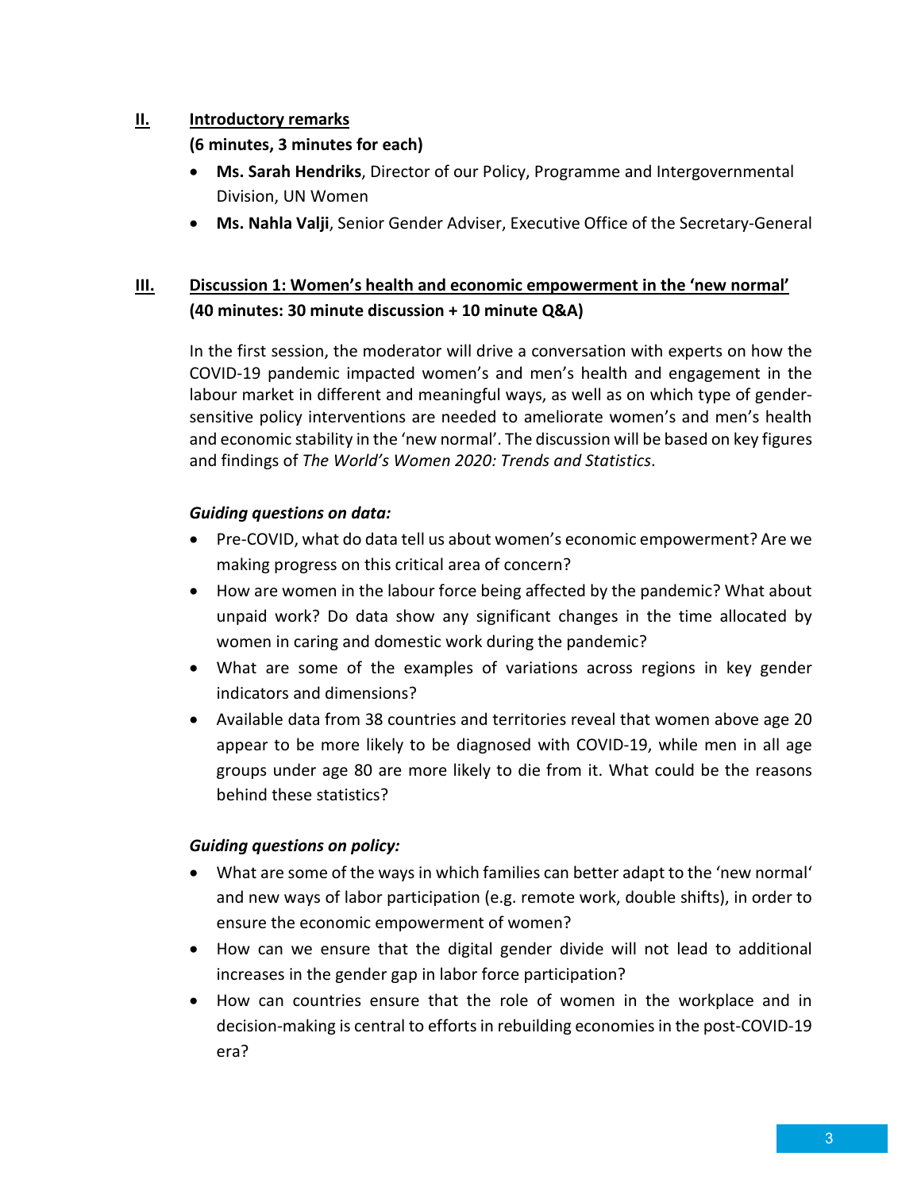## II. Introductory remarks

**(6 minutes, 3 minutes for each)**

- **Ms. Sarah Hendriks**, Director of our Policy, Programme and Intergovernmental Division, UN Women
- **Ms. Nahla Valji**, Senior Gender Adviser, Executive Office of the Secretary-General

## III. Discussion 1: Women's health and economic empowerment in the 'new normal'

**(40 minutes: 30 minute discussion + 10 minute Q&A)**

In the first session, the moderator will drive a conversation with experts on how the COVID-19 pandemic impacted women's and men's health and engagement in the labour market in different and meaningful ways, as well as on which type of gender-sensitive policy interventions are needed to ameliorate women's and men's health and economic stability in the 'new normal'. The discussion will be based on key figures and findings of *The World's Women 2020: Trends and Statistics*.

***Guiding questions on data:***

- Pre-COVID, what do data tell us about women's economic empowerment? Are we making progress on this critical area of concern?
- How are women in the labour force being affected by the pandemic? What about unpaid work? Do data show any significant changes in the time allocated by women in caring and domestic work during the pandemic?
- What are some of the examples of variations across regions in key gender indicators and dimensions?
- Available data from 38 countries and territories reveal that women above age 20 appear to be more likely to be diagnosed with COVID-19, while men in all age groups under age 80 are more likely to die from it. What could be the reasons behind these statistics?

***Guiding questions on policy:***

- What are some of the ways in which families can better adapt to the 'new normal' and new ways of labor participation (e.g. remote work, double shifts), in order to ensure the economic empowerment of women?
- How can we ensure that the digital gender divide will not lead to additional increases in the gender gap in labor force participation?
- How can countries ensure that the role of women in the workplace and in decision-making is central to efforts in rebuilding economies in the post-COVID-19 era?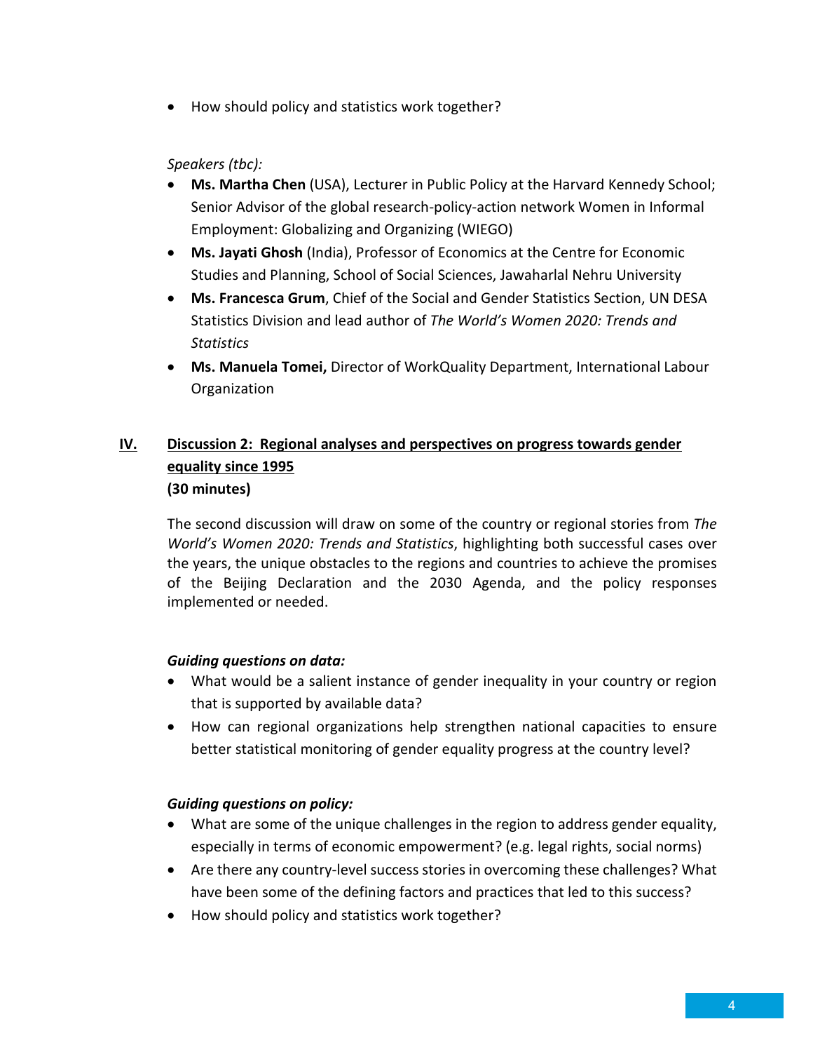- How should policy and statistics work together?

*Speakers (tbc):*

- **Ms. Martha Chen** (USA), Lecturer in Public Policy at the Harvard Kennedy School; Senior Advisor of the global research-policy-action network Women in Informal Employment: Globalizing and Organizing (WIEGO)
- **Ms. Jayati Ghosh** (India), Professor of Economics at the Centre for Economic Studies and Planning, School of Social Sciences, Jawaharlal Nehru University
- **Ms. Francesca Grum**, Chief of the Social and Gender Statistics Section, UN DESA Statistics Division and lead author of *The World's Women 2020: Trends and Statistics*
- **Ms. Manuela Tomei,** Director of WorkQuality Department, International Labour Organization

## IV. Discussion 2: Regional analyses and perspectives on progress towards gender equality since 1995

**(30 minutes)**

The second discussion will draw on some of the country or regional stories from *The World's Women 2020: Trends and Statistics*, highlighting both successful cases over the years, the unique obstacles to the regions and countries to achieve the promises of the Beijing Declaration and the 2030 Agenda, and the policy responses implemented or needed.

***Guiding questions on data:***

- What would be a salient instance of gender inequality in your country or region that is supported by available data?
- How can regional organizations help strengthen national capacities to ensure better statistical monitoring of gender equality progress at the country level?

***Guiding questions on policy:***

- What are some of the unique challenges in the region to address gender equality, especially in terms of economic empowerment? (e.g. legal rights, social norms)
- Are there any country-level success stories in overcoming these challenges? What have been some of the defining factors and practices that led to this success?
- How should policy and statistics work together?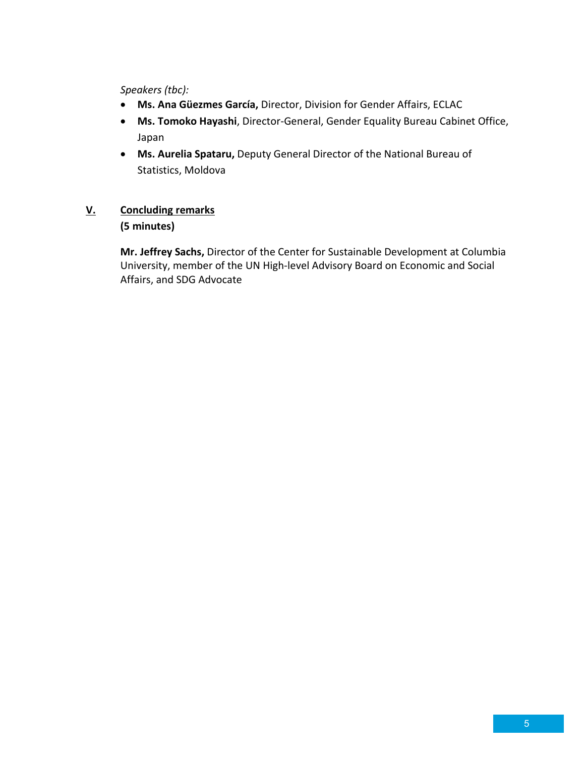*Speakers (tbc):*

- **Ms. Ana Güezmes García,** Director, Division for Gender Affairs, ECLAC
- **Ms. Tomoko Hayashi**, Director-General, Gender Equality Bureau Cabinet Office, Japan
- **Ms. Aurelia Spataru,** Deputy General Director of the National Bureau of Statistics, Moldova

## V. Concluding remarks

**(5 minutes)**

**Mr. Jeffrey Sachs,** Director of the Center for Sustainable Development at Columbia University, member of the UN High-level Advisory Board on Economic and Social Affairs, and SDG Advocate